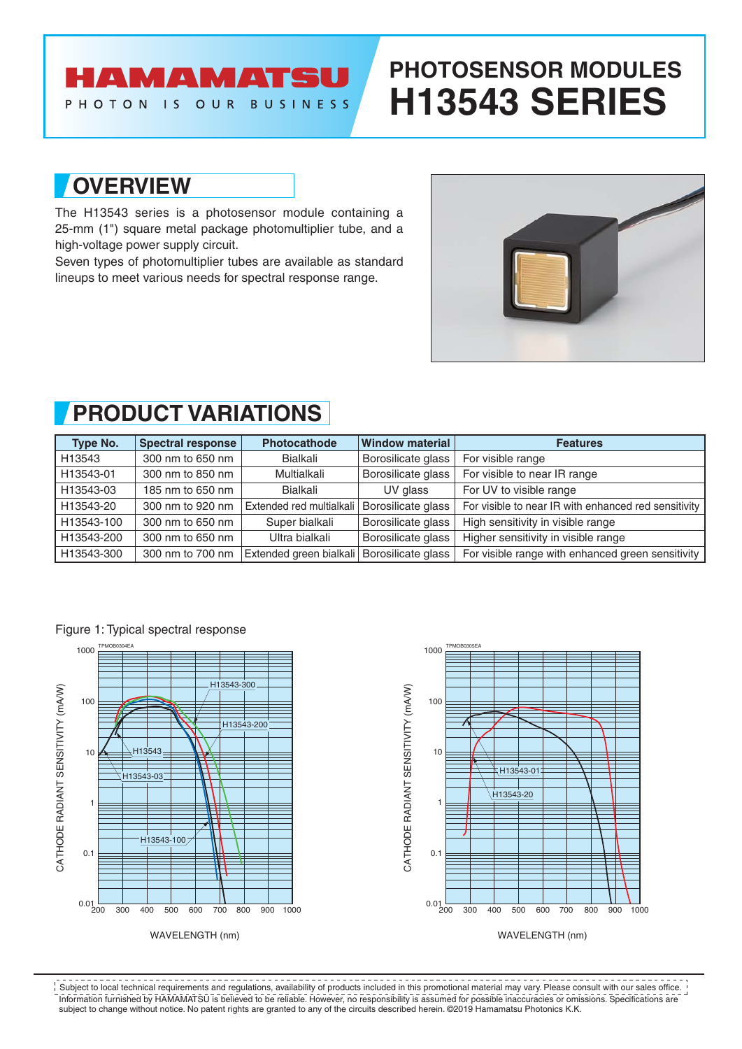# HAMAMATSU

PHOTON IS OUR BUSINESS

# PHOTOSENSOR MODULES H13543 SERIES

## OVERVIEW

The H13543 series is a photosensor module containing a 25-mm (1") square metal package photomultiplier tube, and a high-voltage power supply circuit.

Seven types of photomultiplier tubes are available as standard lineups to meet various needs for spectral response range.

## PRODUCT VARIATIONS

| Type No. | Spectral response | Photocathode | Window material | Features |
|---|---|---|---|---|
| H13543 | 300 nm to 650 nm | Bialkali | Borosilicate glass | For visible range |
| H13543-01 | 300 nm to 850 nm | Multialkali | Borosilicate glass | For visible to near IR range |
| H13543-03 | 185 nm to 650 nm | Bialkali | UV glass | For UV to visible range |
| H13543-20 | 300 nm to 920 nm | Extended red multialkali | Borosilicate glass | For visible to near IR with enhanced red sensitivity |
| H13543-100 | 300 nm to 650 nm | Super bialkali | Borosilicate glass | High sensitivity in visible range |
| H13543-200 | 300 nm to 650 nm | Ultra bialkali | Borosilicate glass | Higher sensitivity in visible range |
| H13543-300 | 300 nm to 700 nm | Extended green bialkali | Borosilicate glass | For visible range with enhanced green sensitivity |

Figure 1: Typical spectral response

Subject to local technical requirements and regulations, availability of products included in this promotional material may vary. Please consult with our sales office. Information furnished by HAMAMATSU is believed to be reliable. However, no responsibility is assumed for possible inaccuracies or omissions. Specifications are subject to change without notice. No patent rights are granted to any of the circuits described herein. ©2019 Hamamatsu Photonics K.K.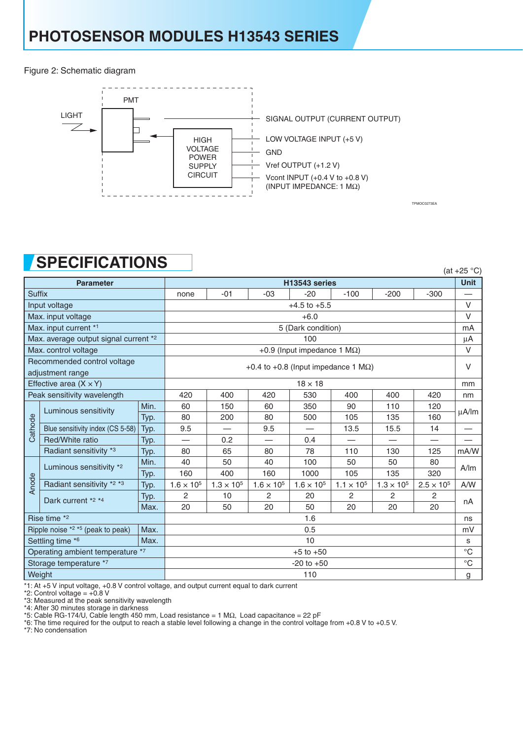# PHOTOSENSOR MODULES H13543 SERIES

Figure 2: Schematic diagram

LIGHT

PMT

HIGH VOLTAGE POWER SUPPLY CIRCUIT

SIGNAL OUTPUT (CURRENT OUTPUT)

LOW VOLTAGE INPUT (+5 V)

GND

Vref OUTPUT (+1.2 V)

Vcont INPUT (+0.4 V to +0.8 V)
(INPUT IMPEDANCE: 1 MΩ)

TPMOC0273EA

## SPECIFICATIONS

(at +25 °C)

| Parameter | | | H13543 series | | | | | | | Unit |
|---|---|---|---|---|---|---|---|---|---|---|
| Suffix | | | none | -01 | -03 | -20 | -100 | -200 | -300 | — |
| Input voltage | | | +4.5 to +5.5 | | | | | | | V |
| Max. input voltage | | | +6.0 | | | | | | | V |
| Max. input current *1 | | | 5 (Dark condition) | | | | | | | mA |
| Max. average output signal current *2 | | | 100 | | | | | | | µA |
| Max. control voltage | | | +0.9 (Input impedance 1 MΩ) | | | | | | | V |
| Recommended control voltage adjustment range | | | +0.4 to +0.8 (Input impedance 1 MΩ) | | | | | | | V |
| Effective area (X × Y) | | | 18 × 18 | | | | | | | mm |
| Peak sensitivity wavelength | | | 420 | 400 | 420 | 530 | 400 | 400 | 420 | nm |
| Cathode | Luminous sensitivity | Min. | 60 | 150 | 60 | 350 | 90 | 110 | 120 | µA/lm |
| | | Typ. | 80 | 200 | 80 | 500 | 105 | 135 | 160 | |
| | Blue sensitivity index (CS 5-58) | Typ. | 9.5 | — | 9.5 | — | 13.5 | 15.5 | 14 | — |
| | Red/White ratio | Typ. | — | 0.2 | — | 0.4 | — | — | — | — |
| | Radiant sensitivity *3 | Typ. | 80 | 65 | 80 | 78 | 110 | 130 | 125 | mA/W |
| Anode | Luminous sensitivity *2 | Min. | 40 | 50 | 40 | 100 | 50 | 50 | 80 | A/lm |
| | | Typ. | 160 | 400 | 160 | 1000 | 105 | 135 | 320 | |
| | Radiant sensitivity *2 *3 | Typ. | $1.6 \times 10^5$ | $1.3 \times 10^5$ | $1.6 \times 10^5$ | $1.6 \times 10^5$ | $1.1 \times 10^5$ | $1.3 \times 10^5$ | $2.5 \times 10^5$ | A/W |
| | Dark current *2 *4 | Typ. | 2 | 10 | 2 | 20 | 2 | 2 | 2 | nA |
| | | Max. | 20 | 50 | 20 | 50 | 20 | 20 | 20 | |
| Rise time *2 | | | 1.6 | | | | | | | ns |
| Ripple noise *2 *5 (peak to peak) | | Max. | 0.5 | | | | | | | mV |
| Settling time *6 | | Max. | 10 | | | | | | | s |
| Operating ambient temperature *7 | | | +5 to +50 | | | | | | | °C |
| Storage temperature *7 | | | -20 to +50 | | | | | | | °C |
| Weight | | | 110 | | | | | | | g |

*1: At +5 V input voltage, +0.8 V control voltage, and output current equal to dark current
*2: Control voltage = +0.8 V
*3: Measured at the peak sensitivity wavelength
*4: After 30 minutes storage in darkness
*5: Cable RG-174/U, Cable length 450 mm, Load resistance = 1 MΩ, Load capacitance = 22 pF
*6: The time required for the output to reach a stable level following a change in the control voltage from +0.8 V to +0.5 V.
*7: No condensation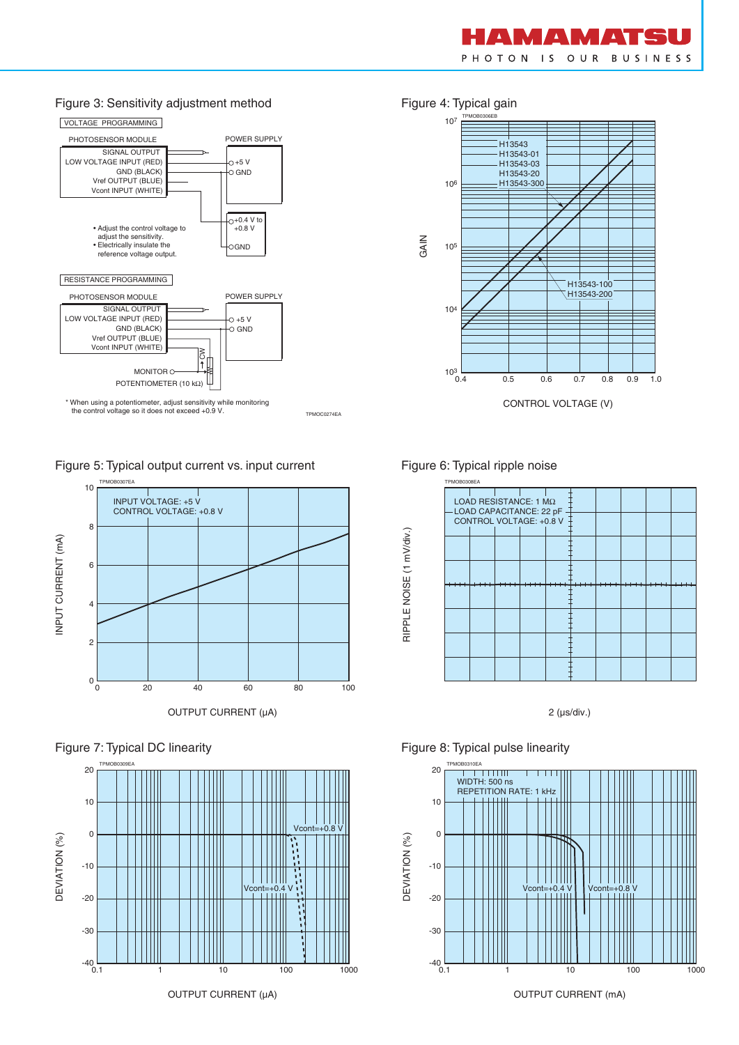## Figure 3: Sensitivity adjustment method

VOLTAGE PROGRAMMING

| PHOTOSENSOR MODULE | POWER SUPPLY |
|---|---|
| SIGNAL OUTPUT | |
| LOW VOLTAGE INPUT (RED) | +5 V |
| GND (BLACK) | GND |
| Vref OUTPUT (BLUE) | |
| Vcont INPUT (WHITE) | +0.4 V to +0.8 V / GND |

- Adjust the control voltage to adjust the sensitivity.
- Electrically insulate the reference voltage output.

RESISTANCE PROGRAMMING

| PHOTOSENSOR MODULE | POWER SUPPLY |
|---|---|
| SIGNAL OUTPUT | |
| LOW VOLTAGE INPUT (RED) | +5 V |
| GND (BLACK) | GND |
| Vref OUTPUT (BLUE) | |
| Vcont INPUT (WHITE) | |

MONITOR

POTENTIOMETER (10 kΩ)

CW

\* When using a potentiometer, adjust sensitivity while monitoring the control voltage so it does not exceed +0.9 V.

TPMOC0274EA

## Figure 4: Typical gain

TPMOB0306EB

GAIN ($10^3$ to $10^7$) vs. CONTROL VOLTAGE (V) (0.4 to 1.0)

H13543, H13543-01, H13543-03, H13543-20, H13543-300

H13543-100, H13543-200

## Figure 5: Typical output current vs. input current

TPMOB0307EA

INPUT VOLTAGE: +5 V
CONTROL VOLTAGE: +0.8 V

INPUT CURRENT (mA) vs. OUTPUT CURRENT (μA)

## Figure 6: Typical ripple noise

TPMOB0308EA

LOAD RESISTANCE: 1 MΩ
LOAD CAPACITANCE: 22 pF
CONTROL VOLTAGE: +0.8 V

RIPPLE NOISE (1 mV/div.)

2 (μs/div.)

## Figure 7: Typical DC linearity

TPMOB0309EA

DEVIATION (%) vs. OUTPUT CURRENT (μA)

Vcont=+0.8 V

Vcont=+0.4 V

## Figure 8: Typical pulse linearity

TPMOB0310EA

WIDTH: 500 ns
REPETITION RATE: 1 kHz

DEVIATION (%) vs. OUTPUT CURRENT (mA)

Vcont=+0.4 V

Vcont=+0.8 V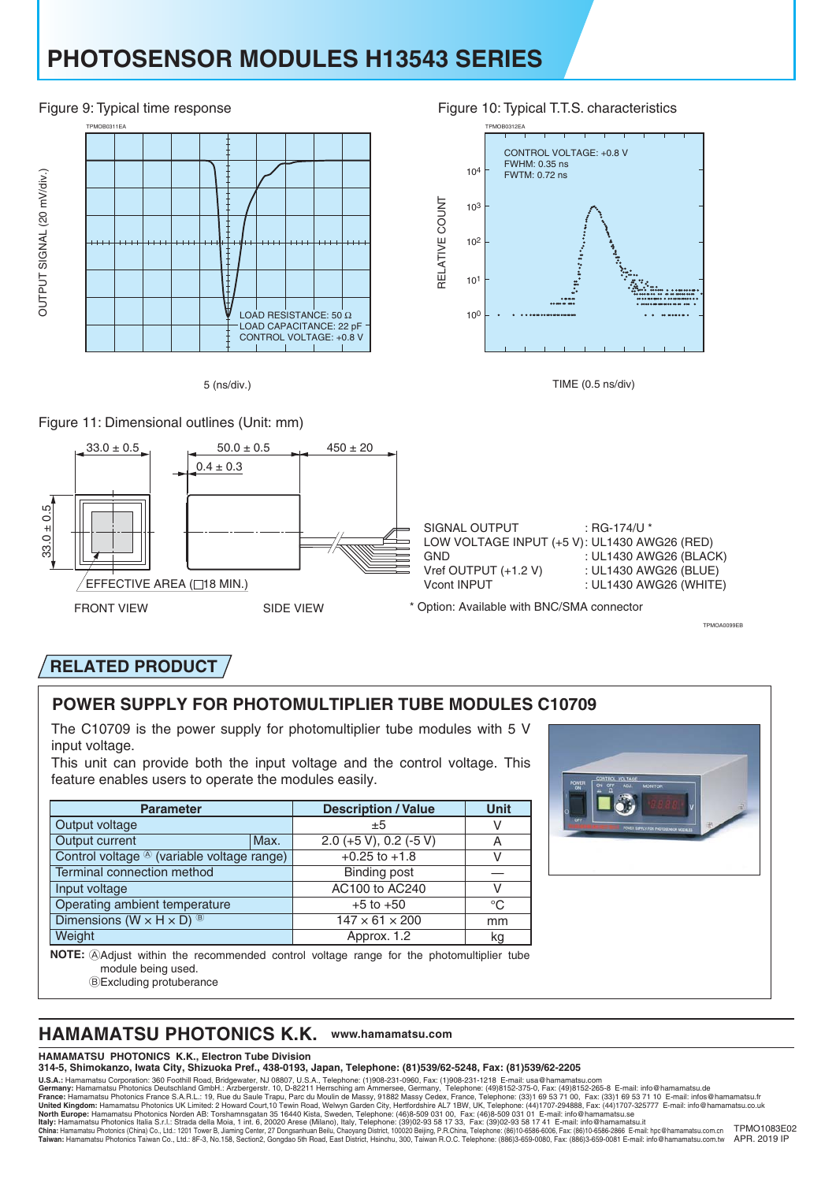# PHOTOSENSOR MODULES H13543 SERIES

Figure 9: Typical time response

TPMOB0311EA

OUTPUT SIGNAL (20 mV/div.)

LOAD RESISTANCE: 50 Ω
LOAD CAPACITANCE: 22 pF
CONTROL VOLTAGE: +0.8 V

5 (ns/div.)

Figure 10: Typical T.T.S. characteristics

TPMOB0312EA

CONTROL VOLTAGE: +0.8 V
FWHM: 0.35 ns
FWTM: 0.72 ns

RELATIVE COUNT

$10^4$
$10^3$
$10^2$
$10^1$
$10^0$

TIME (0.5 ns/div)

Figure 11: Dimensional outlines (Unit: mm)

33.0 ± 0.5
50.0 ± 0.5
450 ± 20
0.4 ± 0.3
33.0 ± 0.5
EFFECTIVE AREA (□18 MIN.)

FRONT VIEW

SIDE VIEW

SIGNAL OUTPUT : RG-174/U *
LOW VOLTAGE INPUT (+5 V): UL1430 AWG26 (RED)
GND : UL1430 AWG26 (BLACK)
Vref OUTPUT (+1.2 V) : UL1430 AWG26 (BLUE)
Vcont INPUT : UL1430 AWG26 (WHITE)

\* Option: Available with BNC/SMA connector

TPMOA0099EB

## RELATED PRODUCT

### POWER SUPPLY FOR PHOTOMULTIPLIER TUBE MODULES C10709

The C10709 is the power supply for photomultiplier tube modules with 5 V input voltage.
This unit can provide both the input voltage and the control voltage. This feature enables users to operate the modules easily.

| Parameter | | Description / Value | Unit |
|---|---|---|---|
| Output voltage | | ±5 | V |
| Output current | Max. | 2.0 (+5 V), 0.2 (-5 V) | A |
| Control voltage Ⓐ (variable voltage range) | | +0.25 to +1.8 | V |
| Terminal connection method | | Binding post | — |
| Input voltage | | AC100 to AC240 | V |
| Operating ambient temperature | | +5 to +50 | °C |
| Dimensions (W × H × D) Ⓑ | | 147 × 61 × 200 | mm |
| Weight | | Approx. 1.2 | kg |

**NOTE:** ⒶAdjust within the recommended control voltage range for the photomultiplier tube module being used.
ⒷExcluding protuberance

## HAMAMATSU PHOTONICS K.K. www.hamamatsu.com

**HAMAMATSU PHOTONICS K.K., Electron Tube Division**
**314-5, Shimokanzo, Iwata City, Shizuoka Pref., 438-0193, Japan, Telephone: (81)539/62-5248, Fax: (81)539/62-2205**

**U.S.A.:** Hamamatsu Corporation: 360 Foothill Road, Bridgewater, NJ 08807, U.S.A., Telephone: (1)908-231-0960, Fax: (1)908-231-1218 E-mail: usa@hamamatsu.com
**Germany:** Hamamatsu Photonics Deutschland GmbH.: Arzbergerstr. 10, D-82211 Herrsching am Ammersee, Germany, Telephone: (49)8152-375-0, Fax: (49)8152-265-8 E-mail: info@hamamatsu.de
**France:** Hamamatsu Photonics France S.A.R.L.: 19, Rue du Saule Trapu, Parc du Moulin de Massy, 91882 Massy Cedex, France, Telephone: (33)1 69 53 71 00, Fax: (33)1 69 53 71 10 E-mail: infos@hamamatsu.fr
**United Kingdom:** Hamamatsu Photonics UK Limited: 2 Howard Court,10 Tewin Road, Welwyn Garden City, Hertfordshire AL7 1BW, UK, Telephone: (44)1707-294888, Fax: (44)1707-325777 E-mail: info@hamamatsu.co.uk
**North Europe:** Hamamatsu Photonics Norden AB: Torshamnsgatan 35 16440 Kista, Sweden, Telephone: (46)8-509 031 00, Fax: (46)8-509 031 01 E-mail: info@hamamatsu.se
**Italy:** Hamamatsu Photonics Italia S.r.l.: Strada della Moia, 1 int. 6, 20020 Arese (Milano), Italy, Telephone: (39)02-93 58 17 33, Fax: (39)02-93 58 17 41 E-mail: info@hamamatsu.it
**China:** Hamamatsu Photonics (China) Co., Ltd.: 1201 Tower B, Jiaming Center, 27 Dongsanhuan Beilu, Chaoyang District, 100020 Beijing, P.R.China, Telephone: (86)10-6586-6006, Fax: (86)10-6586-2866 E-mail: hpc@hamamatsu.com.cn
**Taiwan:** Hamamatsu Photonics Taiwan Co., Ltd.: 8F-3, No.158, Section2, Gongdao 5th Road, East District, Hsinchu, 300, Taiwan R.O.C. Telephone: (886)3-659-0080, Fax: (886)3-659-0081 E-mail: info@hamamatsu.com.tw

TPMO1083E02
APR. 2019 IP